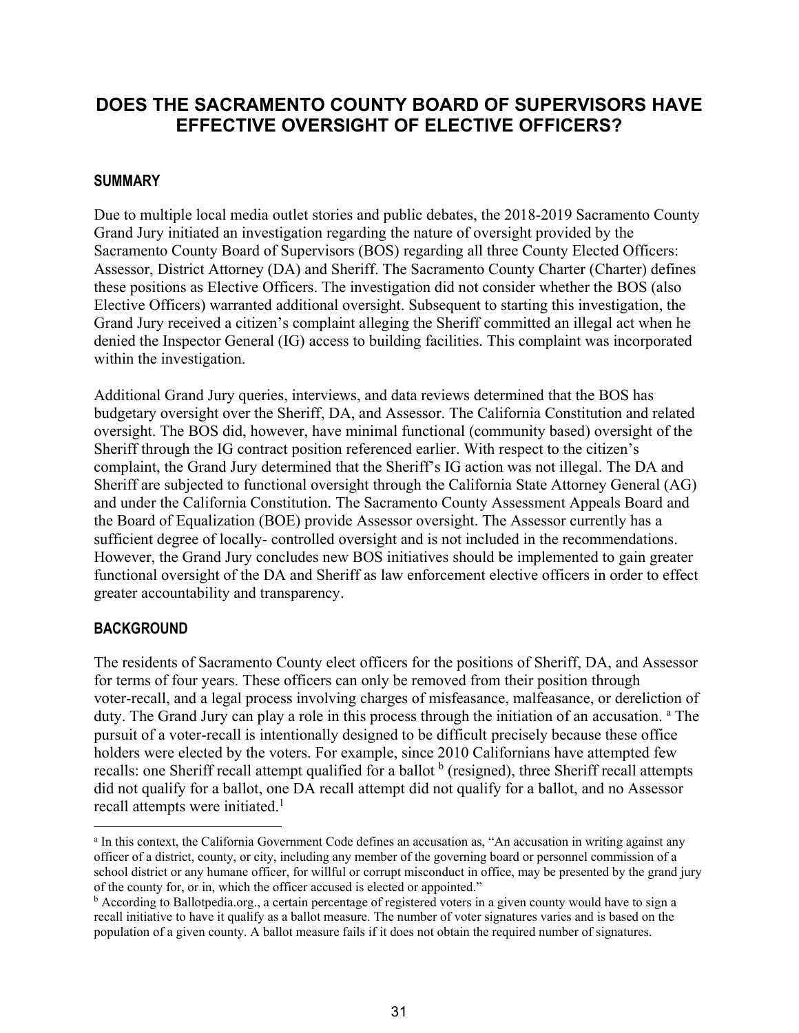# DOES THE SACRAMENTO COUNTY BOARD OF SUPERVISORS HAVE EFFECTIVE OVERSIGHT OF ELECTIVE OFFICERS?

## SUMMARY

Due to multiple local media outlet stories and public debates, the 2018-2019 Sacramento County Grand Jury initiated an investigation regarding the nature of oversight provided by the Sacramento County Board of Supervisors (BOS) regarding all three County Elected Officers: Assessor, District Attorney (DA) and Sheriff. The Sacramento County Charter (Charter) defines these positions as Elective Officers. The investigation did not consider whether the BOS (also Elective Officers) warranted additional oversight. Subsequent to starting this investigation, the Grand Jury received a citizen's complaint alleging the Sheriff committed an illegal act when he denied the Inspector General (IG) access to building facilities. This complaint was incorporated within the investigation.

Additional Grand Jury queries, interviews, and data reviews determined that the BOS has budgetary oversight over the Sheriff, DA, and Assessor. The California Constitution and related oversight. The BOS did, however, have minimal functional (community based) oversight of the Sheriff through the IG contract position referenced earlier. With respect to the citizen's complaint, the Grand Jury determined that the Sheriff's IG action was not illegal. The DA and Sheriff are subjected to functional oversight through the California State Attorney General (AG) and under the California Constitution. The Sacramento County Assessment Appeals Board and the Board of Equalization (BOE) provide Assessor oversight. The Assessor currently has a sufficient degree of locally- controlled oversight and is not included in the recommendations. However, the Grand Jury concludes new BOS initiatives should be implemented to gain greater functional oversight of the DA and Sheriff as law enforcement elective officers in order to effect greater accountability and transparency.

## BACKGROUND

The residents of Sacramento County elect officers for the positions of Sheriff, DA, and Assessor for terms of four years. These officers can only be removed from their position through voter-recall, and a legal process involving charges of misfeasance, malfeasance, or dereliction of duty. The Grand Jury can play a role in this process through the initiation of an accusation. [a] The pursuit of a voter-recall is intentionally designed to be difficult precisely because these office holders were elected by the voters. For example, since 2010 Californians have attempted few recalls: one Sheriff recall attempt qualified for a ballot [b] (resigned), three Sheriff recall attempts did not qualify for a ballot, one DA recall attempt did not qualify for a ballot, and no Assessor recall attempts were initiated.[1]

---

[a] In this context, the California Government Code defines an accusation as, "An accusation in writing against any officer of a district, county, or city, including any member of the governing board or personnel commission of a school district or any humane officer, for willful or corrupt misconduct in office, may be presented by the grand jury of the county for, or in, which the officer accused is elected or appointed."

[b] According to Ballotpedia.org., a certain percentage of registered voters in a given county would have to sign a recall initiative to have it qualify as a ballot measure. The number of voter signatures varies and is based on the population of a given county. A ballot measure fails if it does not obtain the required number of signatures.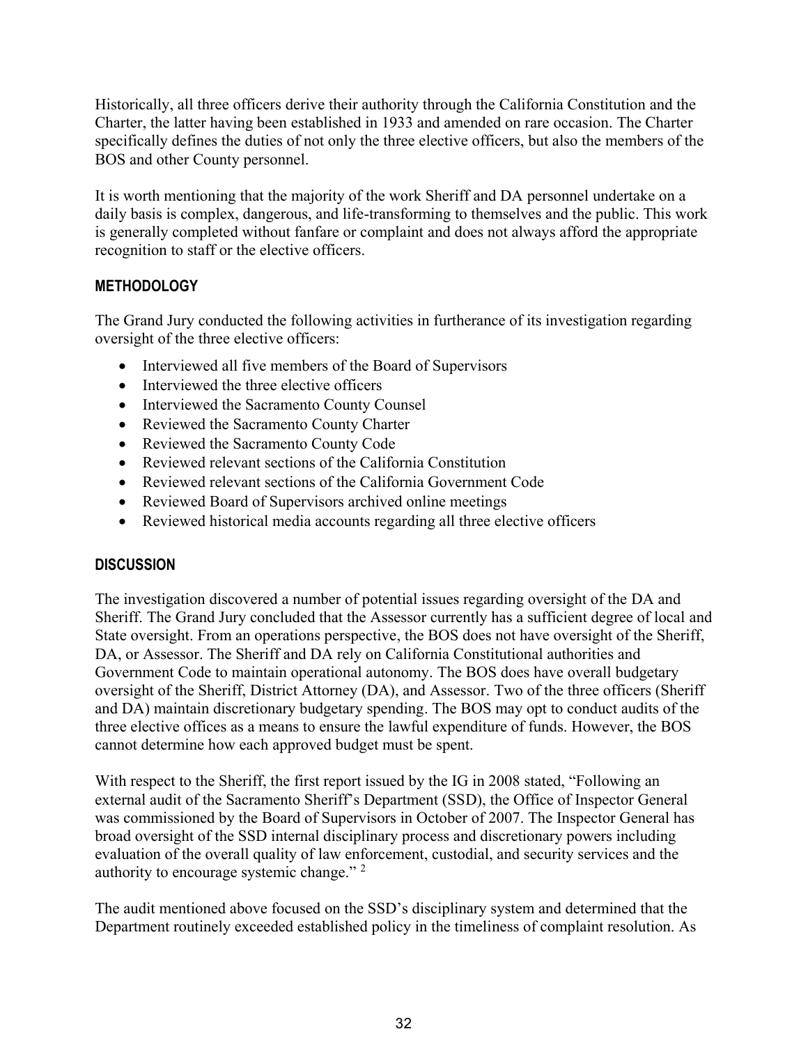Historically, all three officers derive their authority through the California Constitution and the Charter, the latter having been established in 1933 and amended on rare occasion. The Charter specifically defines the duties of not only the three elective officers, but also the members of the BOS and other County personnel.

It is worth mentioning that the majority of the work Sheriff and DA personnel undertake on a daily basis is complex, dangerous, and life-transforming to themselves and the public. This work is generally completed without fanfare or complaint and does not always afford the appropriate recognition to staff or the elective officers.

### METHODOLOGY

The Grand Jury conducted the following activities in furtherance of its investigation regarding oversight of the three elective officers:

- Interviewed all five members of the Board of Supervisors
- Interviewed the three elective officers
- Interviewed the Sacramento County Counsel
- Reviewed the Sacramento County Charter
- Reviewed the Sacramento County Code
- Reviewed relevant sections of the California Constitution
- Reviewed relevant sections of the California Government Code
- Reviewed Board of Supervisors archived online meetings
- Reviewed historical media accounts regarding all three elective officers

### DISCUSSION

The investigation discovered a number of potential issues regarding oversight of the DA and Sheriff. The Grand Jury concluded that the Assessor currently has a sufficient degree of local and State oversight. From an operations perspective, the BOS does not have oversight of the Sheriff, DA, or Assessor. The Sheriff and DA rely on California Constitutional authorities and Government Code to maintain operational autonomy. The BOS does have overall budgetary oversight of the Sheriff, District Attorney (DA), and Assessor. Two of the three officers (Sheriff and DA) maintain discretionary budgetary spending. The BOS may opt to conduct audits of the three elective offices as a means to ensure the lawful expenditure of funds. However, the BOS cannot determine how each approved budget must be spent.

With respect to the Sheriff, the first report issued by the IG in 2008 stated, "Following an external audit of the Sacramento Sheriff's Department (SSD), the Office of Inspector General was commissioned by the Board of Supervisors in October of 2007. The Inspector General has broad oversight of the SSD internal disciplinary process and discretionary powers including evaluation of the overall quality of law enforcement, custodial, and security services and the authority to encourage systemic change." [2]

The audit mentioned above focused on the SSD's disciplinary system and determined that the Department routinely exceeded established policy in the timeliness of complaint resolution. As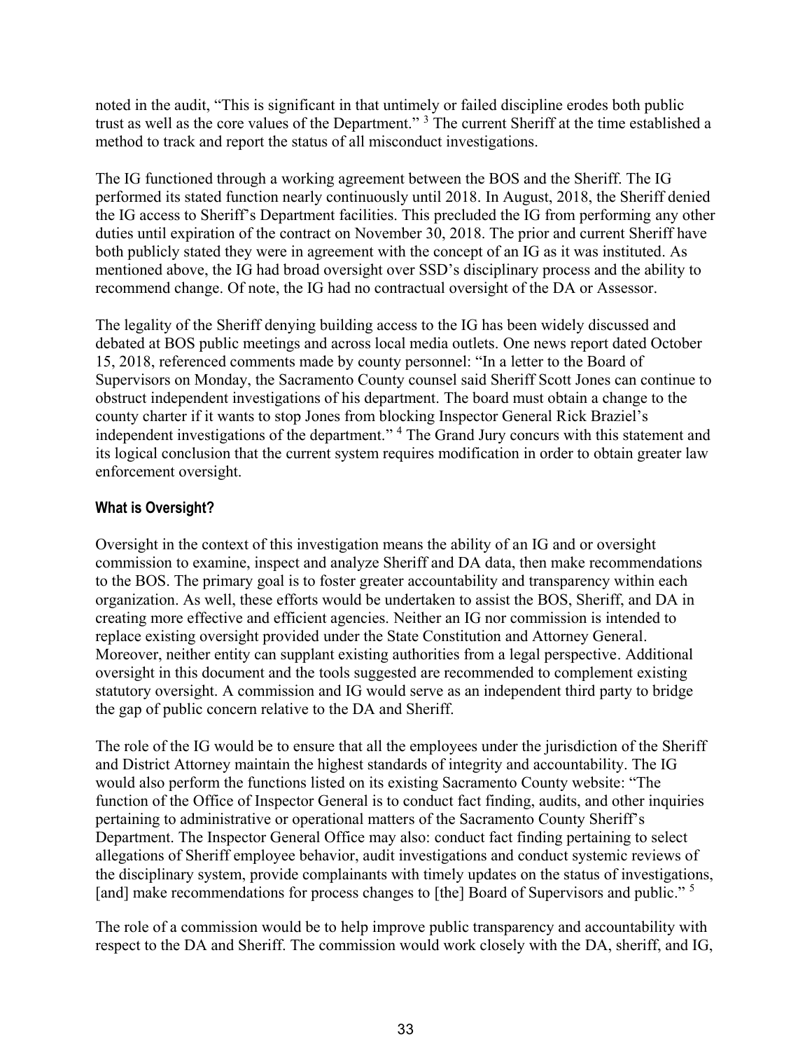noted in the audit, "This is significant in that untimely or failed discipline erodes both public trust as well as the core values of the Department." [3] The current Sheriff at the time established a method to track and report the status of all misconduct investigations.

The IG functioned through a working agreement between the BOS and the Sheriff. The IG performed its stated function nearly continuously until 2018. In August, 2018, the Sheriff denied the IG access to Sheriff's Department facilities. This precluded the IG from performing any other duties until expiration of the contract on November 30, 2018. The prior and current Sheriff have both publicly stated they were in agreement with the concept of an IG as it was instituted. As mentioned above, the IG had broad oversight over SSD's disciplinary process and the ability to recommend change. Of note, the IG had no contractual oversight of the DA or Assessor.

The legality of the Sheriff denying building access to the IG has been widely discussed and debated at BOS public meetings and across local media outlets. One news report dated October 15, 2018, referenced comments made by county personnel: "In a letter to the Board of Supervisors on Monday, the Sacramento County counsel said Sheriff Scott Jones can continue to obstruct independent investigations of his department. The board must obtain a change to the county charter if it wants to stop Jones from blocking Inspector General Rick Braziel's independent investigations of the department." [4] The Grand Jury concurs with this statement and its logical conclusion that the current system requires modification in order to obtain greater law enforcement oversight.

### What is Oversight?

Oversight in the context of this investigation means the ability of an IG and or oversight commission to examine, inspect and analyze Sheriff and DA data, then make recommendations to the BOS. The primary goal is to foster greater accountability and transparency within each organization. As well, these efforts would be undertaken to assist the BOS, Sheriff, and DA in creating more effective and efficient agencies. Neither an IG nor commission is intended to replace existing oversight provided under the State Constitution and Attorney General. Moreover, neither entity can supplant existing authorities from a legal perspective. Additional oversight in this document and the tools suggested are recommended to complement existing statutory oversight. A commission and IG would serve as an independent third party to bridge the gap of public concern relative to the DA and Sheriff.

The role of the IG would be to ensure that all the employees under the jurisdiction of the Sheriff and District Attorney maintain the highest standards of integrity and accountability. The IG would also perform the functions listed on its existing Sacramento County website: "The function of the Office of Inspector General is to conduct fact finding, audits, and other inquiries pertaining to administrative or operational matters of the Sacramento County Sheriff's Department. The Inspector General Office may also: conduct fact finding pertaining to select allegations of Sheriff employee behavior, audit investigations and conduct systemic reviews of the disciplinary system, provide complainants with timely updates on the status of investigations, [and] make recommendations for process changes to [the] Board of Supervisors and public." [5]

The role of a commission would be to help improve public transparency and accountability with respect to the DA and Sheriff. The commission would work closely with the DA, sheriff, and IG,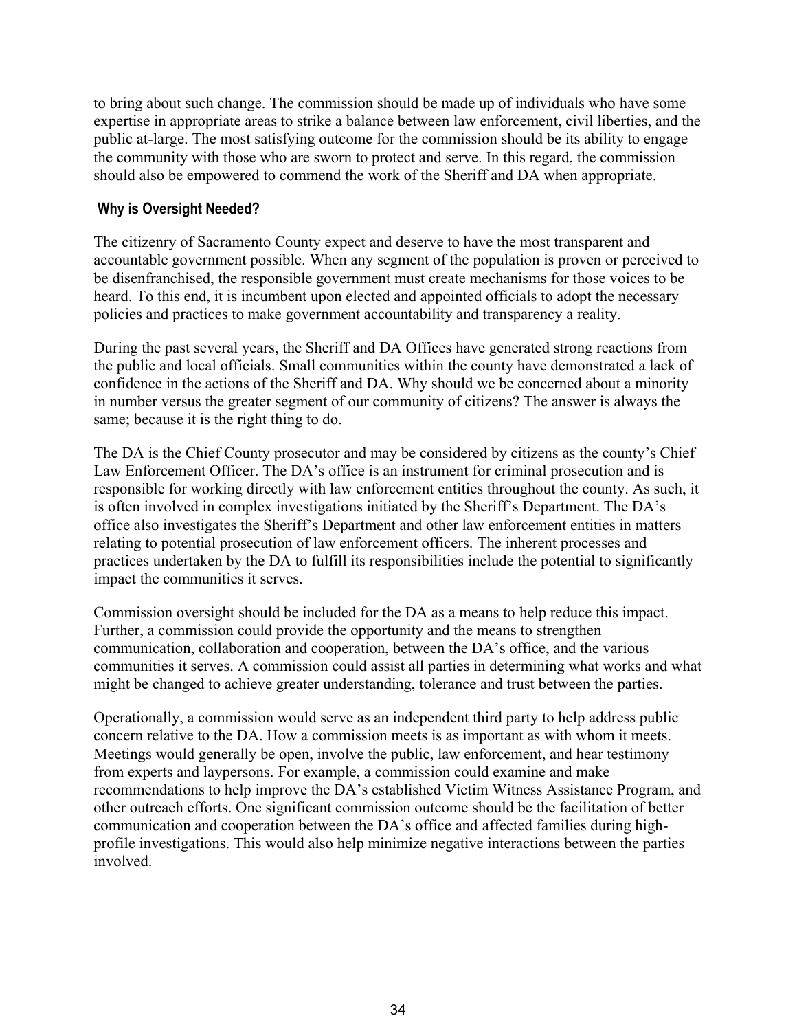to bring about such change. The commission should be made up of individuals who have some expertise in appropriate areas to strike a balance between law enforcement, civil liberties, and the public at-large. The most satisfying outcome for the commission should be its ability to engage the community with those who are sworn to protect and serve. In this regard, the commission should also be empowered to commend the work of the Sheriff and DA when appropriate.

### Why is Oversight Needed?

The citizenry of Sacramento County expect and deserve to have the most transparent and accountable government possible. When any segment of the population is proven or perceived to be disenfranchised, the responsible government must create mechanisms for those voices to be heard. To this end, it is incumbent upon elected and appointed officials to adopt the necessary policies and practices to make government accountability and transparency a reality.

During the past several years, the Sheriff and DA Offices have generated strong reactions from the public and local officials. Small communities within the county have demonstrated a lack of confidence in the actions of the Sheriff and DA. Why should we be concerned about a minority in number versus the greater segment of our community of citizens? The answer is always the same; because it is the right thing to do.

The DA is the Chief County prosecutor and may be considered by citizens as the county's Chief Law Enforcement Officer. The DA's office is an instrument for criminal prosecution and is responsible for working directly with law enforcement entities throughout the county. As such, it is often involved in complex investigations initiated by the Sheriff's Department. The DA's office also investigates the Sheriff's Department and other law enforcement entities in matters relating to potential prosecution of law enforcement officers. The inherent processes and practices undertaken by the DA to fulfill its responsibilities include the potential to significantly impact the communities it serves.

Commission oversight should be included for the DA as a means to help reduce this impact. Further, a commission could provide the opportunity and the means to strengthen communication, collaboration and cooperation, between the DA's office, and the various communities it serves. A commission could assist all parties in determining what works and what might be changed to achieve greater understanding, tolerance and trust between the parties.

Operationally, a commission would serve as an independent third party to help address public concern relative to the DA. How a commission meets is as important as with whom it meets. Meetings would generally be open, involve the public, law enforcement, and hear testimony from experts and laypersons. For example, a commission could examine and make recommendations to help improve the DA's established Victim Witness Assistance Program, and other outreach efforts. One significant commission outcome should be the facilitation of better communication and cooperation between the DA's office and affected families during high-profile investigations. This would also help minimize negative interactions between the parties involved.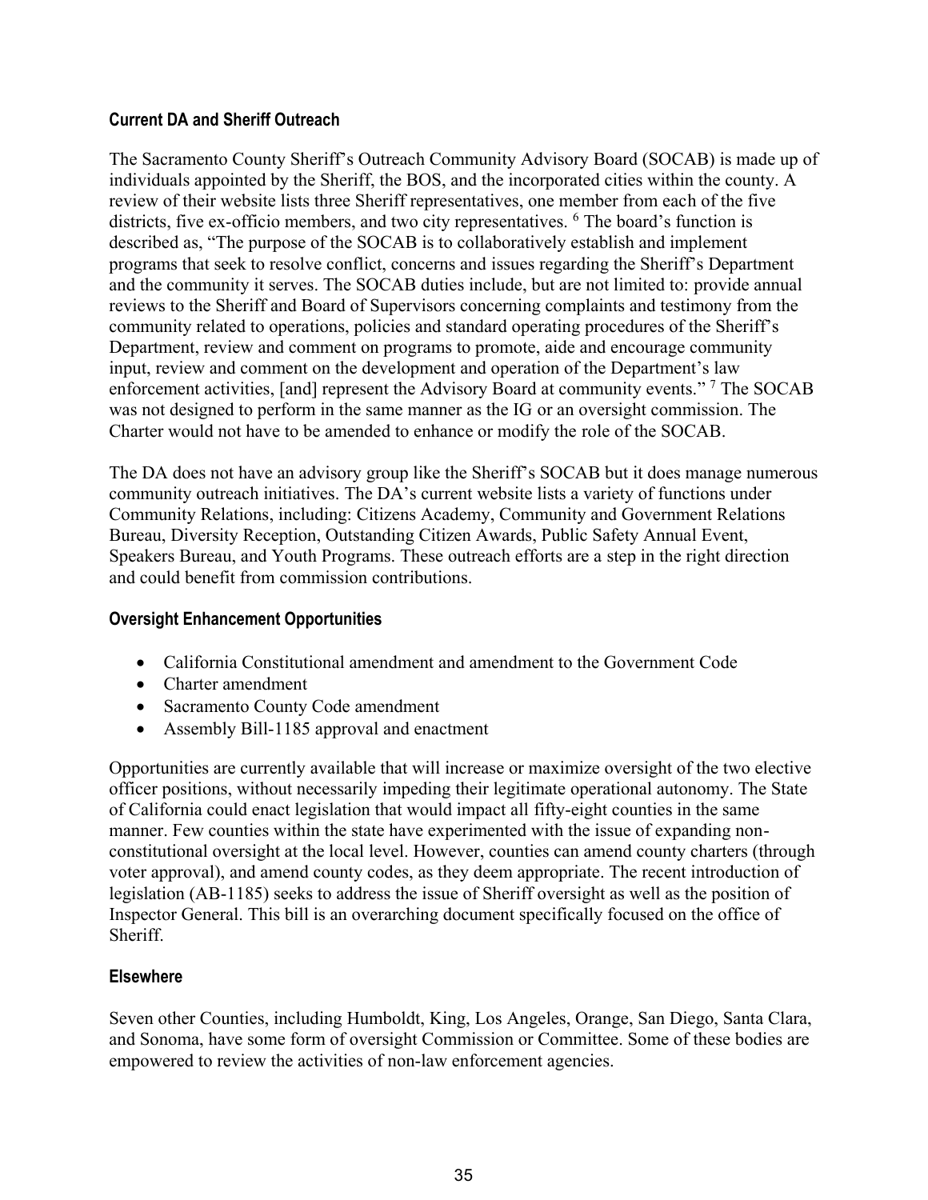### Current DA and Sheriff Outreach

The Sacramento County Sheriff's Outreach Community Advisory Board (SOCAB) is made up of individuals appointed by the Sheriff, the BOS, and the incorporated cities within the county. A review of their website lists three Sheriff representatives, one member from each of the five districts, five ex-officio members, and two city representatives. [6] The board's function is described as, "The purpose of the SOCAB is to collaboratively establish and implement programs that seek to resolve conflict, concerns and issues regarding the Sheriff's Department and the community it serves. The SOCAB duties include, but are not limited to: provide annual reviews to the Sheriff and Board of Supervisors concerning complaints and testimony from the community related to operations, policies and standard operating procedures of the Sheriff's Department, review and comment on programs to promote, aide and encourage community input, review and comment on the development and operation of the Department's law enforcement activities, [and] represent the Advisory Board at community events." [7] The SOCAB was not designed to perform in the same manner as the IG or an oversight commission. The Charter would not have to be amended to enhance or modify the role of the SOCAB.

The DA does not have an advisory group like the Sheriff's SOCAB but it does manage numerous community outreach initiatives. The DA's current website lists a variety of functions under Community Relations, including: Citizens Academy, Community and Government Relations Bureau, Diversity Reception, Outstanding Citizen Awards, Public Safety Annual Event, Speakers Bureau, and Youth Programs. These outreach efforts are a step in the right direction and could benefit from commission contributions.

### Oversight Enhancement Opportunities

- California Constitutional amendment and amendment to the Government Code
- Charter amendment
- Sacramento County Code amendment
- Assembly Bill-1185 approval and enactment

Opportunities are currently available that will increase or maximize oversight of the two elective officer positions, without necessarily impeding their legitimate operational autonomy. The State of California could enact legislation that would impact all fifty-eight counties in the same manner. Few counties within the state have experimented with the issue of expanding non-constitutional oversight at the local level. However, counties can amend county charters (through voter approval), and amend county codes, as they deem appropriate. The recent introduction of legislation (AB-1185) seeks to address the issue of Sheriff oversight as well as the position of Inspector General. This bill is an overarching document specifically focused on the office of Sheriff.

### Elsewhere

Seven other Counties, including Humboldt, King, Los Angeles, Orange, San Diego, Santa Clara, and Sonoma, have some form of oversight Commission or Committee. Some of these bodies are empowered to review the activities of non-law enforcement agencies.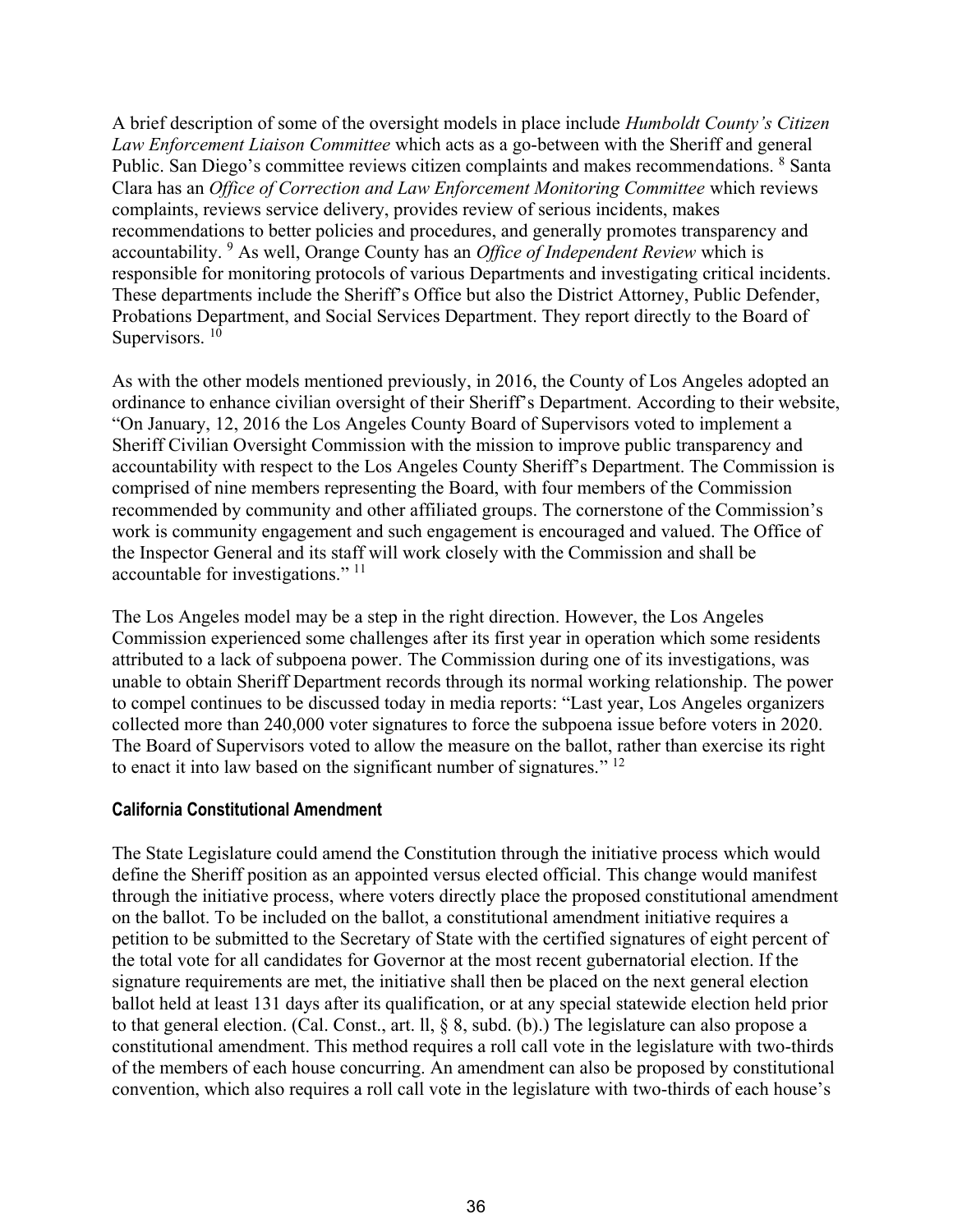A brief description of some of the oversight models in place include *Humboldt County's Citizen Law Enforcement Liaison Committee* which acts as a go-between with the Sheriff and general Public. San Diego's committee reviews citizen complaints and makes recommendations. [8] Santa Clara has an *Office of Correction and Law Enforcement Monitoring Committee* which reviews complaints, reviews service delivery, provides review of serious incidents, makes recommendations to better policies and procedures, and generally promotes transparency and accountability. [9] As well, Orange County has an *Office of Independent Review* which is responsible for monitoring protocols of various Departments and investigating critical incidents. These departments include the Sheriff's Office but also the District Attorney, Public Defender, Probations Department, and Social Services Department. They report directly to the Board of Supervisors. [10]

As with the other models mentioned previously, in 2016, the County of Los Angeles adopted an ordinance to enhance civilian oversight of their Sheriff's Department. According to their website, "On January, 12, 2016 the Los Angeles County Board of Supervisors voted to implement a Sheriff Civilian Oversight Commission with the mission to improve public transparency and accountability with respect to the Los Angeles County Sheriff's Department. The Commission is comprised of nine members representing the Board, with four members of the Commission recommended by community and other affiliated groups. The cornerstone of the Commission's work is community engagement and such engagement is encouraged and valued. The Office of the Inspector General and its staff will work closely with the Commission and shall be accountable for investigations." [11]

The Los Angeles model may be a step in the right direction. However, the Los Angeles Commission experienced some challenges after its first year in operation which some residents attributed to a lack of subpoena power. The Commission during one of its investigations, was unable to obtain Sheriff Department records through its normal working relationship. The power to compel continues to be discussed today in media reports: "Last year, Los Angeles organizers collected more than 240,000 voter signatures to force the subpoena issue before voters in 2020. The Board of Supervisors voted to allow the measure on the ballot, rather than exercise its right to enact it into law based on the significant number of signatures." [12]

#### California Constitutional Amendment

The State Legislature could amend the Constitution through the initiative process which would define the Sheriff position as an appointed versus elected official. This change would manifest through the initiative process, where voters directly place the proposed constitutional amendment on the ballot. To be included on the ballot, a constitutional amendment initiative requires a petition to be submitted to the Secretary of State with the certified signatures of eight percent of the total vote for all candidates for Governor at the most recent gubernatorial election. If the signature requirements are met, the initiative shall then be placed on the next general election ballot held at least 131 days after its qualification, or at any special statewide election held prior to that general election. (Cal. Const., art. ll, § 8, subd. (b).) The legislature can also propose a constitutional amendment. This method requires a roll call vote in the legislature with two-thirds of the members of each house concurring. An amendment can also be proposed by constitutional convention, which also requires a roll call vote in the legislature with two-thirds of each house's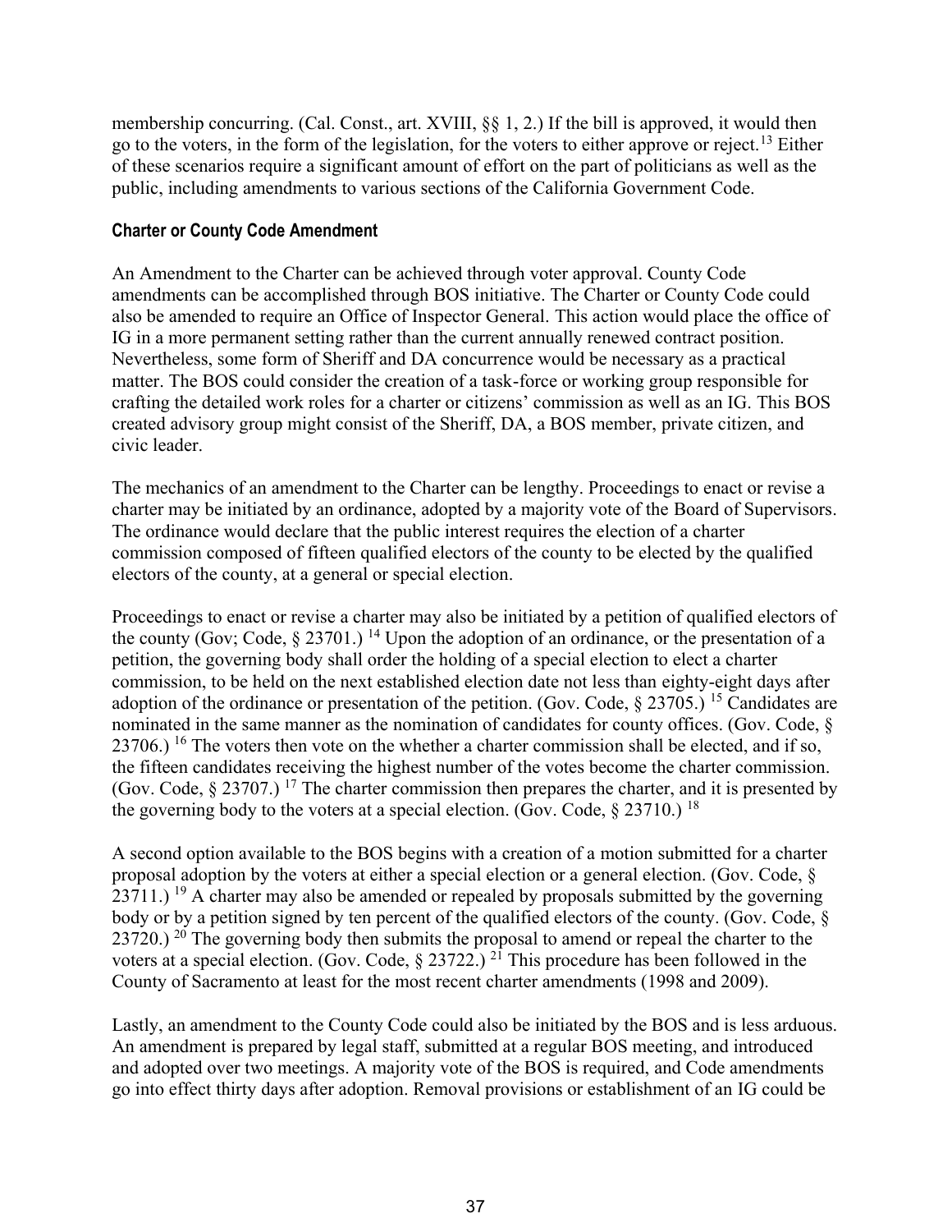membership concurring. (Cal. Const., art. XVIII, §§ 1, 2.) If the bill is approved, it would then go to the voters, in the form of the legislation, for the voters to either approve or reject.[13] Either of these scenarios require a significant amount of effort on the part of politicians as well as the public, including amendments to various sections of the California Government Code.

### Charter or County Code Amendment

An Amendment to the Charter can be achieved through voter approval. County Code amendments can be accomplished through BOS initiative. The Charter or County Code could also be amended to require an Office of Inspector General. This action would place the office of IG in a more permanent setting rather than the current annually renewed contract position. Nevertheless, some form of Sheriff and DA concurrence would be necessary as a practical matter. The BOS could consider the creation of a task-force or working group responsible for crafting the detailed work roles for a charter or citizens' commission as well as an IG. This BOS created advisory group might consist of the Sheriff, DA, a BOS member, private citizen, and civic leader.

The mechanics of an amendment to the Charter can be lengthy. Proceedings to enact or revise a charter may be initiated by an ordinance, adopted by a majority vote of the Board of Supervisors. The ordinance would declare that the public interest requires the election of a charter commission composed of fifteen qualified electors of the county to be elected by the qualified electors of the county, at a general or special election.

Proceedings to enact or revise a charter may also be initiated by a petition of qualified electors of the county (Gov; Code, § 23701.) [14] Upon the adoption of an ordinance, or the presentation of a petition, the governing body shall order the holding of a special election to elect a charter commission, to be held on the next established election date not less than eighty-eight days after adoption of the ordinance or presentation of the petition. (Gov. Code, § 23705.) [15] Candidates are nominated in the same manner as the nomination of candidates for county offices. (Gov. Code, § 23706.) [16] The voters then vote on the whether a charter commission shall be elected, and if so, the fifteen candidates receiving the highest number of the votes become the charter commission. (Gov. Code, § 23707.) [17] The charter commission then prepares the charter, and it is presented by the governing body to the voters at a special election. (Gov. Code, § 23710.) [18]

A second option available to the BOS begins with a creation of a motion submitted for a charter proposal adoption by the voters at either a special election or a general election. (Gov. Code, § 23711.) [19] A charter may also be amended or repealed by proposals submitted by the governing body or by a petition signed by ten percent of the qualified electors of the county. (Gov. Code, § 23720.) [20] The governing body then submits the proposal to amend or repeal the charter to the voters at a special election. (Gov. Code, § 23722.) [21] This procedure has been followed in the County of Sacramento at least for the most recent charter amendments (1998 and 2009).

Lastly, an amendment to the County Code could also be initiated by the BOS and is less arduous. An amendment is prepared by legal staff, submitted at a regular BOS meeting, and introduced and adopted over two meetings. A majority vote of the BOS is required, and Code amendments go into effect thirty days after adoption. Removal provisions or establishment of an IG could be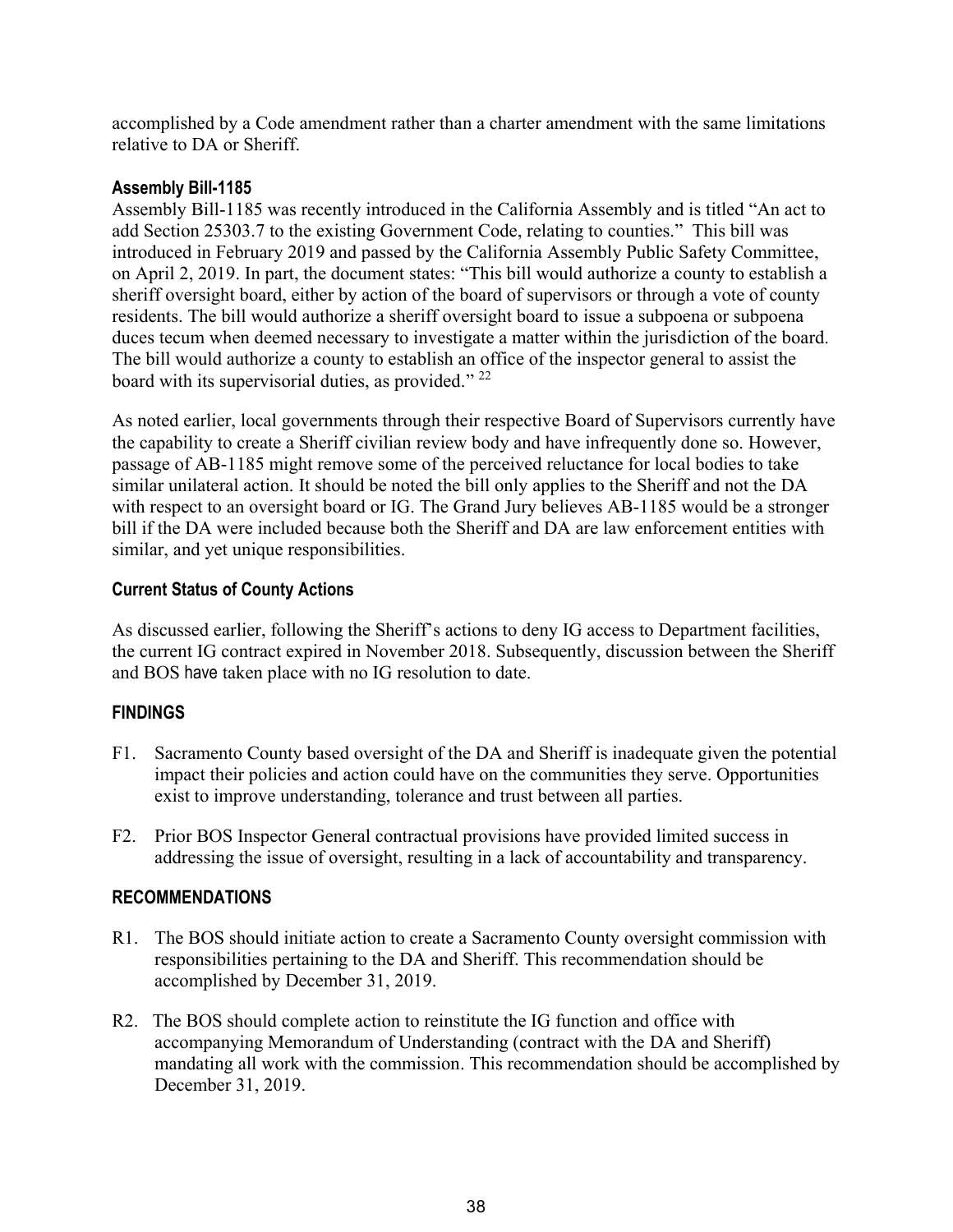accomplished by a Code amendment rather than a charter amendment with the same limitations relative to DA or Sheriff.

### Assembly Bill-1185

Assembly Bill-1185 was recently introduced in the California Assembly and is titled "An act to add Section 25303.7 to the existing Government Code, relating to counties." This bill was introduced in February 2019 and passed by the California Assembly Public Safety Committee, on April 2, 2019. In part, the document states: "This bill would authorize a county to establish a sheriff oversight board, either by action of the board of supervisors or through a vote of county residents. The bill would authorize a sheriff oversight board to issue a subpoena or subpoena duces tecum when deemed necessary to investigate a matter within the jurisdiction of the board. The bill would authorize a county to establish an office of the inspector general to assist the board with its supervisorial duties, as provided." [22]

As noted earlier, local governments through their respective Board of Supervisors currently have the capability to create a Sheriff civilian review body and have infrequently done so. However, passage of AB-1185 might remove some of the perceived reluctance for local bodies to take similar unilateral action. It should be noted the bill only applies to the Sheriff and not the DA with respect to an oversight board or IG. The Grand Jury believes AB-1185 would be a stronger bill if the DA were included because both the Sheriff and DA are law enforcement entities with similar, and yet unique responsibilities.

### Current Status of County Actions

As discussed earlier, following the Sheriff's actions to deny IG access to Department facilities, the current IG contract expired in November 2018. Subsequently, discussion between the Sheriff and BOS have taken place with no IG resolution to date.

## FINDINGS

F1. Sacramento County based oversight of the DA and Sheriff is inadequate given the potential impact their policies and action could have on the communities they serve. Opportunities exist to improve understanding, tolerance and trust between all parties.

F2. Prior BOS Inspector General contractual provisions have provided limited success in addressing the issue of oversight, resulting in a lack of accountability and transparency.

## RECOMMENDATIONS

R1. The BOS should initiate action to create a Sacramento County oversight commission with responsibilities pertaining to the DA and Sheriff. This recommendation should be accomplished by December 31, 2019.

R2. The BOS should complete action to reinstitute the IG function and office with accompanying Memorandum of Understanding (contract with the DA and Sheriff) mandating all work with the commission. This recommendation should be accomplished by December 31, 2019.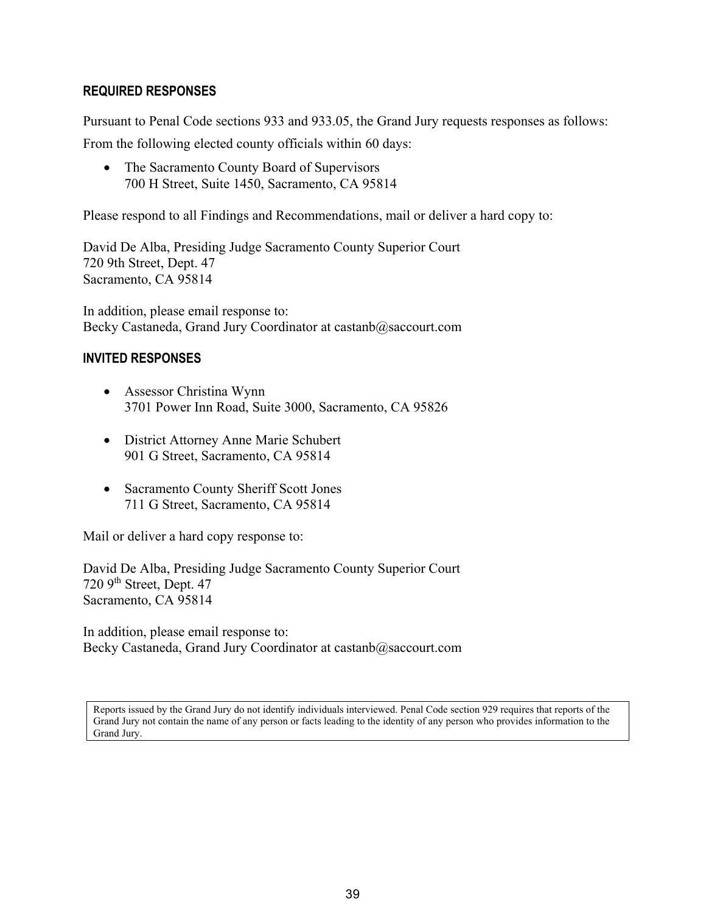### REQUIRED RESPONSES

Pursuant to Penal Code sections 933 and 933.05, the Grand Jury requests responses as follows:

From the following elected county officials within 60 days:

- The Sacramento County Board of Supervisors
  700 H Street, Suite 1450, Sacramento, CA 95814

Please respond to all Findings and Recommendations, mail or deliver a hard copy to:

David De Alba, Presiding Judge Sacramento County Superior Court
720 9th Street, Dept. 47
Sacramento, CA 95814

In addition, please email response to:
Becky Castaneda, Grand Jury Coordinator at castanb@saccourt.com

### INVITED RESPONSES

- Assessor Christina Wynn
  3701 Power Inn Road, Suite 3000, Sacramento, CA 95826

- District Attorney Anne Marie Schubert
  901 G Street, Sacramento, CA 95814

- Sacramento County Sheriff Scott Jones
  711 G Street, Sacramento, CA 95814

Mail or deliver a hard copy response to:

David De Alba, Presiding Judge Sacramento County Superior Court
720 9th Street, Dept. 47
Sacramento, CA 95814

In addition, please email response to:
Becky Castaneda, Grand Jury Coordinator at castanb@saccourt.com

Reports issued by the Grand Jury do not identify individuals interviewed. Penal Code section 929 requires that reports of the Grand Jury not contain the name of any person or facts leading to the identity of any person who provides information to the Grand Jury.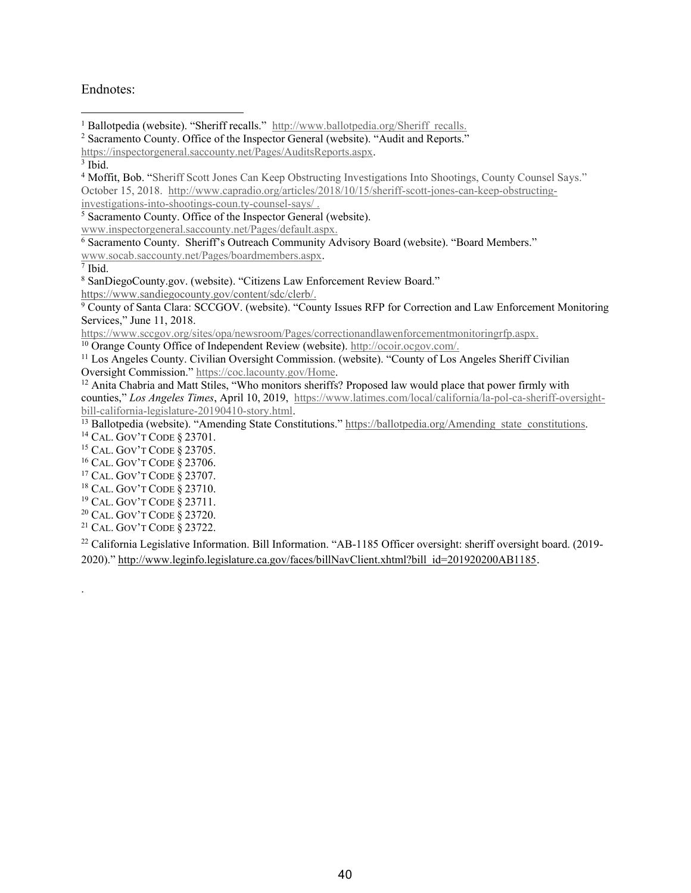Endnotes:

[1] Ballotpedia (website). "Sheriff recalls." http://www.ballotpedia.org/Sheriff_recalls.

[2] Sacramento County. Office of the Inspector General (website). "Audit and Reports." https://inspectorgeneral.saccounty.net/Pages/AuditsReports.aspx.

[3] Ibid.

[4] Moffit, Bob. "Sheriff Scott Jones Can Keep Obstructing Investigations Into Shootings, County Counsel Says." October 15, 2018. http://www.capradio.org/articles/2018/10/15/sheriff-scott-jones-can-keep-obstructing-investigations-into-shootings-coun.ty-counsel-says/ .

[5] Sacramento County. Office of the Inspector General (website). www.inspectorgeneral.saccounty.net/Pages/default.aspx.

[6] Sacramento County. Sheriff's Outreach Community Advisory Board (website). "Board Members." www.socab.saccounty.net/Pages/boardmembers.aspx.

[7] Ibid.

[8] SanDiegoCounty.gov. (website). "Citizens Law Enforcement Review Board." https://www.sandiegocounty.gov/content/sdc/clerb/.

[9] County of Santa Clara: SCCGOV. (website). "County Issues RFP for Correction and Law Enforcement Monitoring Services," June 11, 2018. https://www.sccgov.org/sites/opa/newsroom/Pages/correctionandlawenforcementmonitoringrfp.aspx.

[10] Orange County Office of Independent Review (website). http://ocoir.ocgov.com/.

[11] Los Angeles County. Civilian Oversight Commission. (website). "County of Los Angeles Sheriff Civilian Oversight Commission." https://coc.lacounty.gov/Home.

[12] Anita Chabria and Matt Stiles, "Who monitors sheriffs? Proposed law would place that power firmly with counties," *Los Angeles Times*, April 10, 2019, https://www.latimes.com/local/california/la-pol-ca-sheriff-oversight-bill-california-legislature-20190410-story.html.

[13] Ballotpedia (website). "Amending State Constitutions." https://ballotpedia.org/Amending_state_constitutions.

[14] CAL. GOV'T CODE § 23701.

[15] CAL. GOV'T CODE § 23705.

[16] CAL. GOV'T CODE § 23706.

[17] CAL. GOV'T CODE § 23707.

[18] CAL. GOV'T CODE § 23710.

[19] CAL. GOV'T CODE § 23711.

[20] CAL. GOV'T CODE § 23720.

[21] CAL. GOV'T CODE § 23722.

[22] California Legislative Information. Bill Information. "AB-1185 Officer oversight: sheriff oversight board. (2019-2020)." http://www.leginfo.legislature.ca.gov/faces/billNavClient.xhtml?bill_id=201920200AB1185.

.